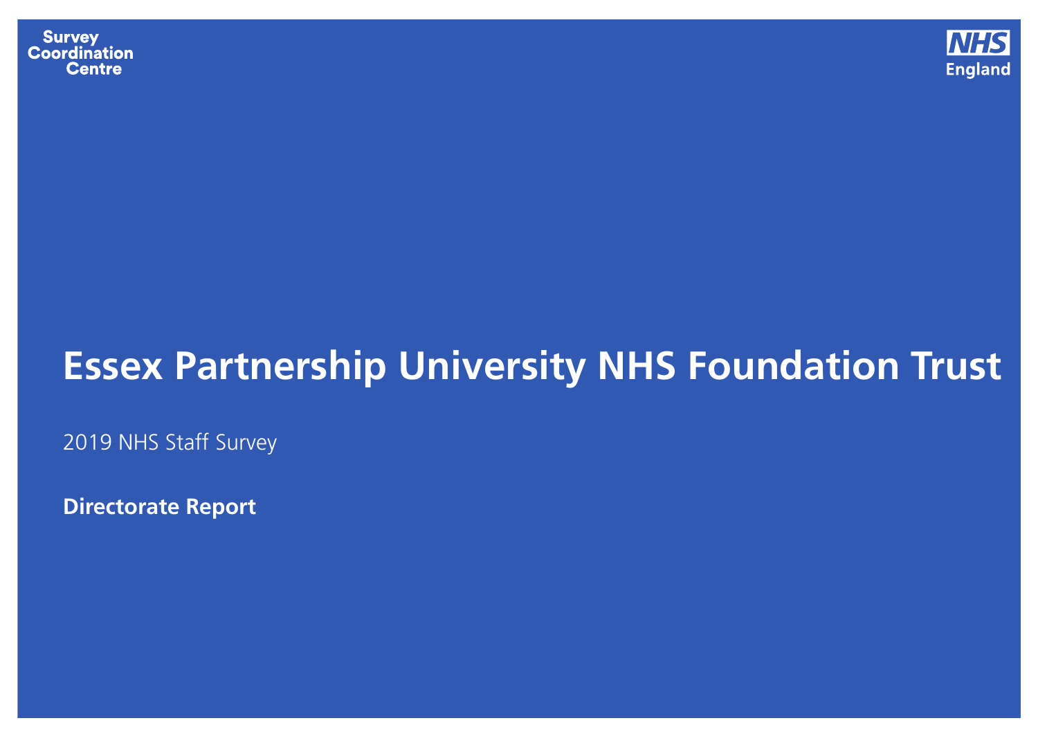Survey Coordination Centre

NHS England

# Essex Partnership University NHS Foundation Trust

2019 NHS Staff Survey

**Directorate Report**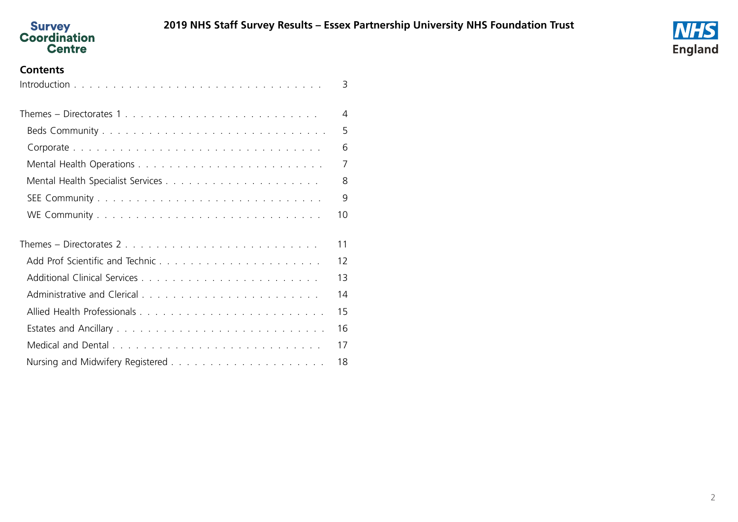## Contents

| | |
|---|---|
| Introduction | 3 |
| Themes – Directorates 1 | 4 |
| Beds Community | 5 |
| Corporate | 6 |
| Mental Health Operations | 7 |
| Mental Health Specialist Services | 8 |
| SEE Community | 9 |
| WE Community | 10 |
| Themes – Directorates 2 | 11 |
| Add Prof Scientific and Technic | 12 |
| Additional Clinical Services | 13 |
| Administrative and Clerical | 14 |
| Allied Health Professionals | 15 |
| Estates and Ancillary | 16 |
| Medical and Dental | 17 |
| Nursing and Midwifery Registered | 18 |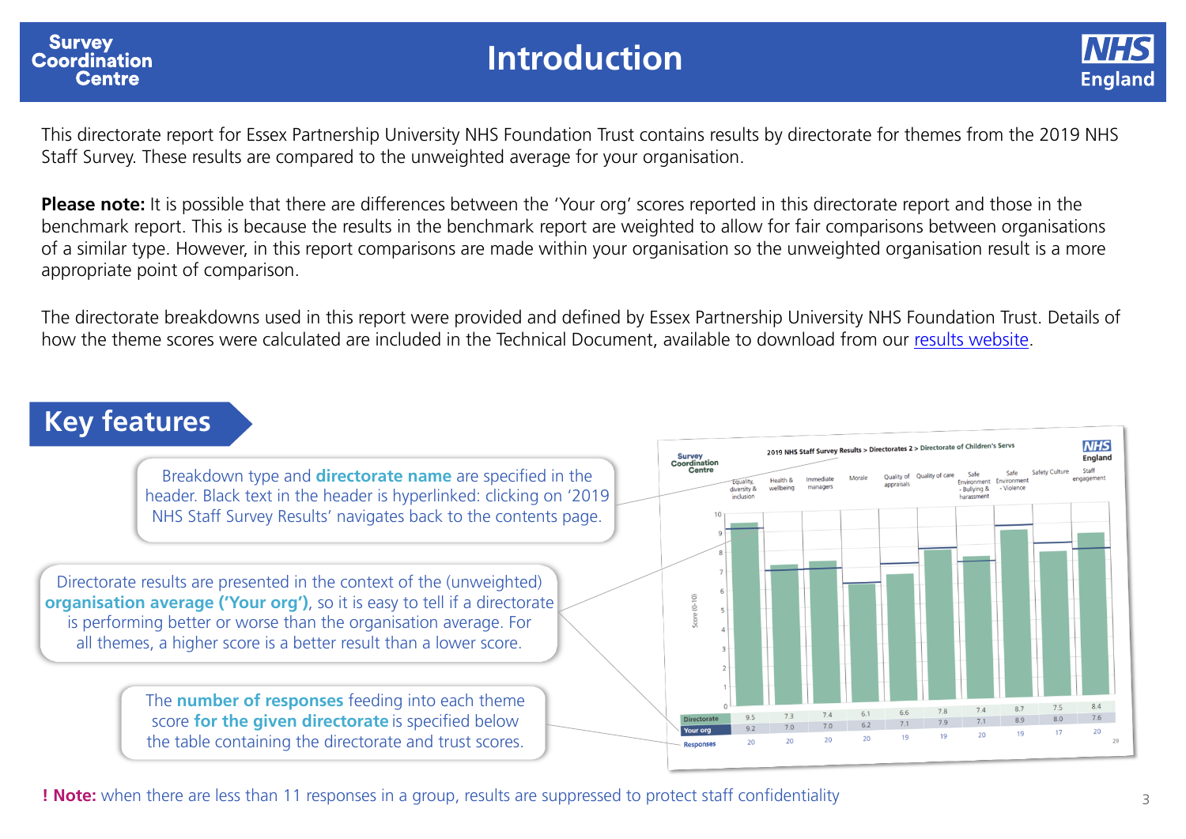# Introduction

This directorate report for Essex Partnership University NHS Foundation Trust contains results by directorate for themes from the 2019 NHS Staff Survey. These results are compared to the unweighted average for your organisation.

**Please note:** It is possible that there are differences between the 'Your org' scores reported in this directorate report and those in the benchmark report. This is because the results in the benchmark report are weighted to allow for fair comparisons between organisations of a similar type. However, in this report comparisons are made within your organisation so the unweighted organisation result is a more appropriate point of comparison.

The directorate breakdowns used in this report were provided and defined by Essex Partnership University NHS Foundation Trust. Details of how the theme scores were calculated are included in the Technical Document, available to download from our results website.

## Key features

Breakdown type and **directorate name** are specified in the header. Black text in the header is hyperlinked: clicking on '2019 NHS Staff Survey Results' navigates back to the contents page.

Directorate results are presented in the context of the (unweighted) **organisation average ('Your org')**, so it is easy to tell if a directorate is performing better or worse than the organisation average. For all themes, a higher score is a better result than a lower score.

The **number of responses** feeding into each theme score **for the given directorate** is specified below the table containing the directorate and trust scores.

**! Note:** when there are less than 11 responses in a group, results are suppressed to protect staff confidentiality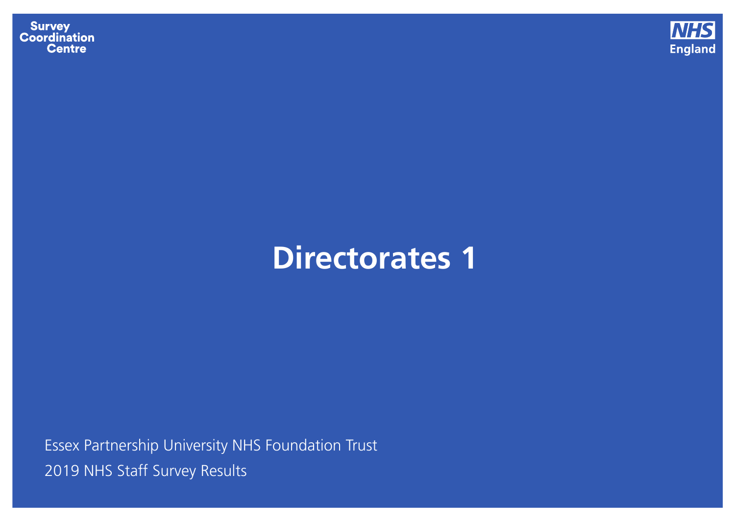# Directorates 1

Essex Partnership University NHS Foundation Trust

2019 NHS Staff Survey Results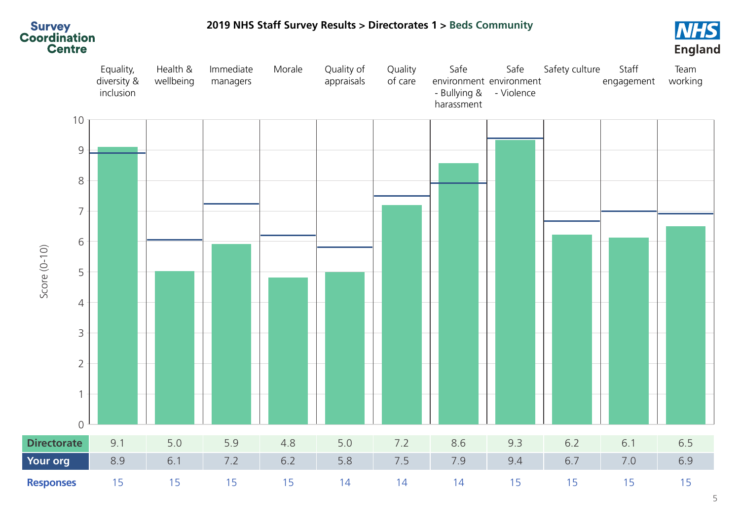Survey Coordination Centre

# 2019 NHS Staff Survey Results > Directorates 1 > Beds Community

NHS England

| | Equality, diversity & inclusion | Health & wellbeing | Immediate managers | Morale | Quality of appraisals | Quality of care | Safe environment - Bullying & harassment | Safe environment - Violence | Safety culture | Staff engagement | Team working |
|---|---|---|---|---|---|---|---|---|---|---|---|
| **Directorate** | 9.1 | 5.0 | 5.9 | 4.8 | 5.0 | 7.2 | 8.6 | 9.3 | 6.2 | 6.1 | 6.5 |
| **Your org** | 8.9 | 6.1 | 7.2 | 6.2 | 5.8 | 7.5 | 7.9 | 9.4 | 6.7 | 7.0 | 6.9 |
| **Responses** | 15 | 15 | 15 | 15 | 14 | 14 | 14 | 15 | 15 | 15 | 15 |

Score (0-10)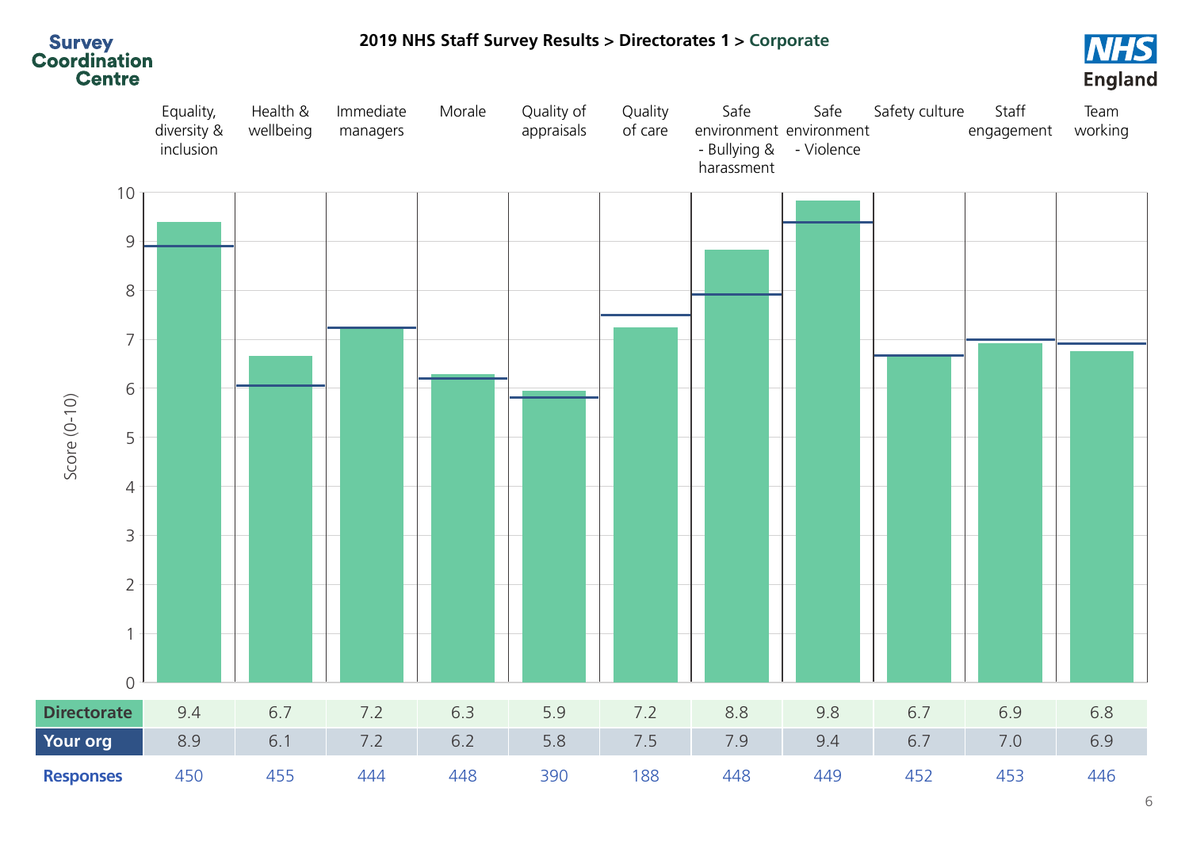# 2019 NHS Staff Survey Results > Directorates 1 > Corporate

| | Equality, diversity & inclusion | Health & wellbeing | Immediate managers | Morale | Quality of appraisals | Quality of care | Safe environment - Bullying & harassment | Safe environment - Violence | Safety culture | Staff engagement | Team working |
|---|---|---|---|---|---|---|---|---|---|---|---|
| **Directorate** | 9.4 | 6.7 | 7.2 | 6.3 | 5.9 | 7.2 | 8.8 | 9.8 | 6.7 | 6.9 | 6.8 |
| **Your org** | 8.9 | 6.1 | 7.2 | 6.2 | 5.8 | 7.5 | 7.9 | 9.4 | 6.7 | 7.0 | 6.9 |
| **Responses** | 450 | 455 | 444 | 448 | 390 | 188 | 448 | 449 | 452 | 453 | 446 |

Score (0-10)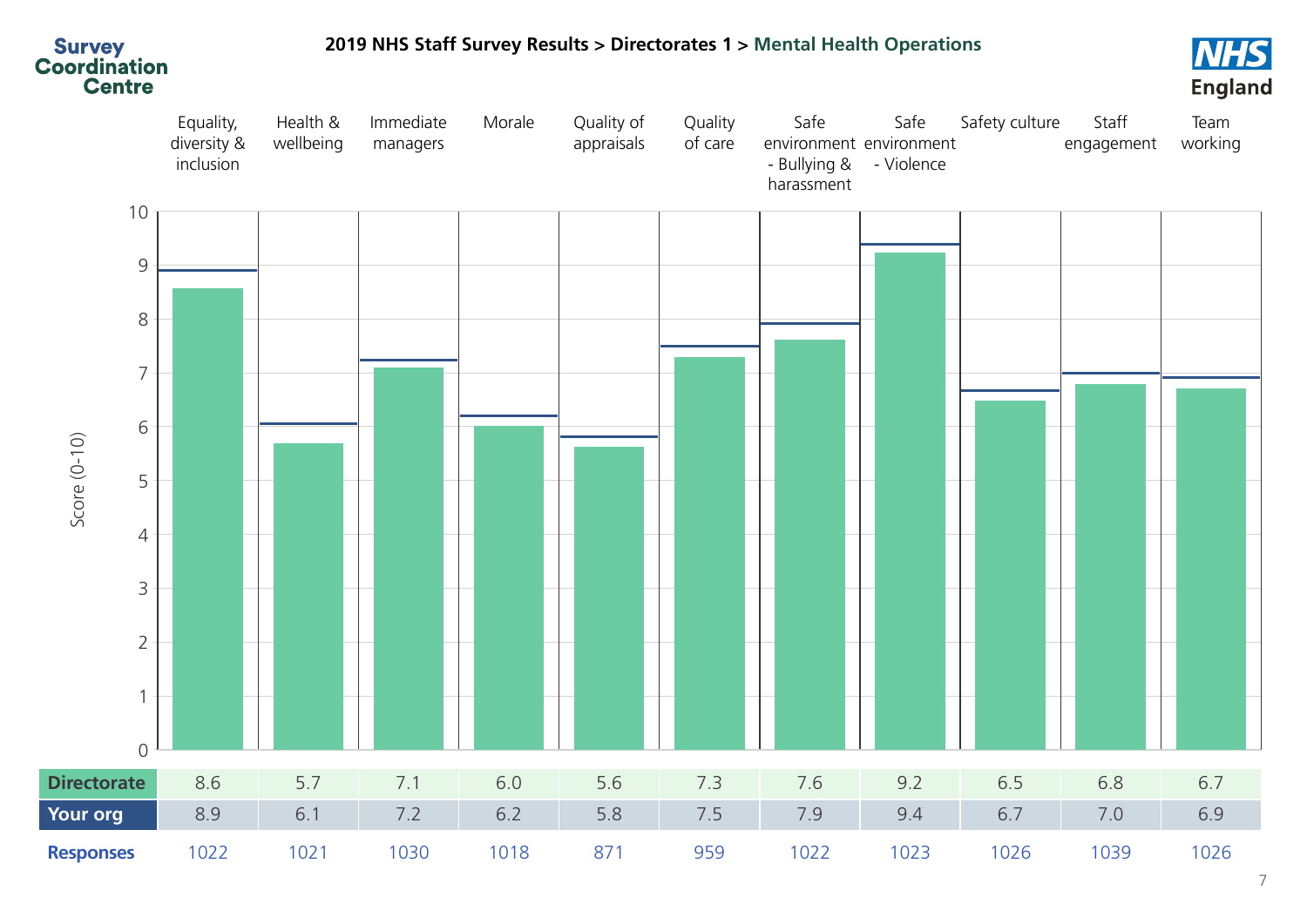## 2019 NHS Staff Survey Results > Directorates 1 > Mental Health Operations

Score (0-10)

| | Equality, diversity & inclusion | Health & wellbeing | Immediate managers | Morale | Quality of appraisals | Quality of care | Safe environment - Bullying & harassment | Safe environment - Violence | Safety culture | Staff engagement | Team working |
|---|---|---|---|---|---|---|---|---|---|---|---|
| **Directorate** | 8.6 | 5.7 | 7.1 | 6.0 | 5.6 | 7.3 | 7.6 | 9.2 | 6.5 | 6.8 | 6.7 |
| **Your org** | 8.9 | 6.1 | 7.2 | 6.2 | 5.8 | 7.5 | 7.9 | 9.4 | 6.7 | 7.0 | 6.9 |
| **Responses** | 1022 | 1021 | 1030 | 1018 | 871 | 959 | 1022 | 1023 | 1026 | 1039 | 1026 |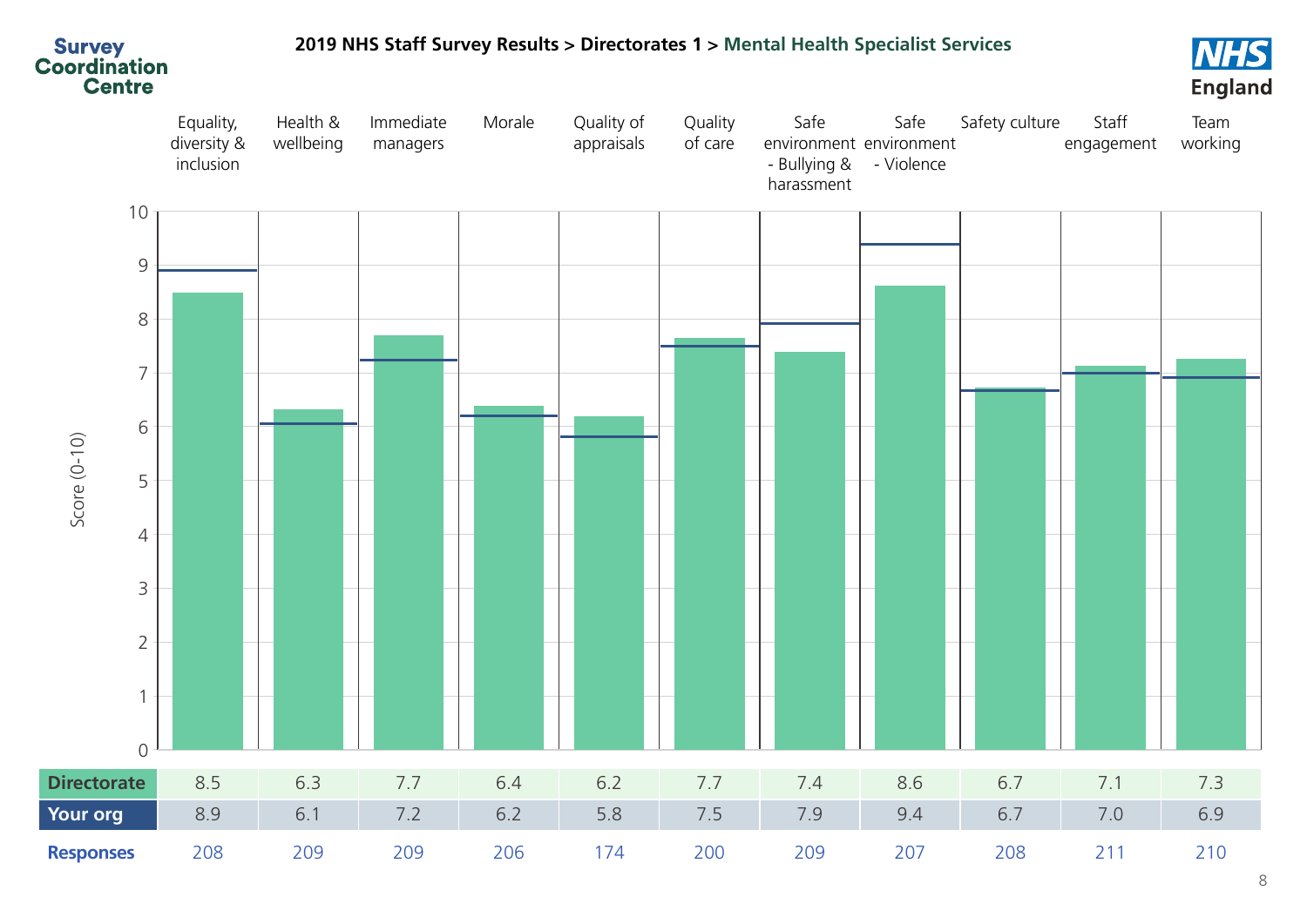**2019 NHS Staff Survey Results > Directorates 1 > Mental Health Specialist Services**

| | Equality, diversity & inclusion | Health & wellbeing | Immediate managers | Morale | Quality of appraisals | Quality of care | Safe environment - Bullying & harassment | Safe environment - Violence | Safety culture | Staff engagement | Team working |
|---|---|---|---|---|---|---|---|---|---|---|---|
| **Directorate** | 8.5 | 6.3 | 7.7 | 6.4 | 6.2 | 7.7 | 7.4 | 8.6 | 6.7 | 7.1 | 7.3 |
| **Your org** | 8.9 | 6.1 | 7.2 | 6.2 | 5.8 | 7.5 | 7.9 | 9.4 | 6.7 | 7.0 | 6.9 |
| **Responses** | 208 | 209 | 209 | 206 | 174 | 200 | 209 | 207 | 208 | 211 | 210 |

Score (0-10)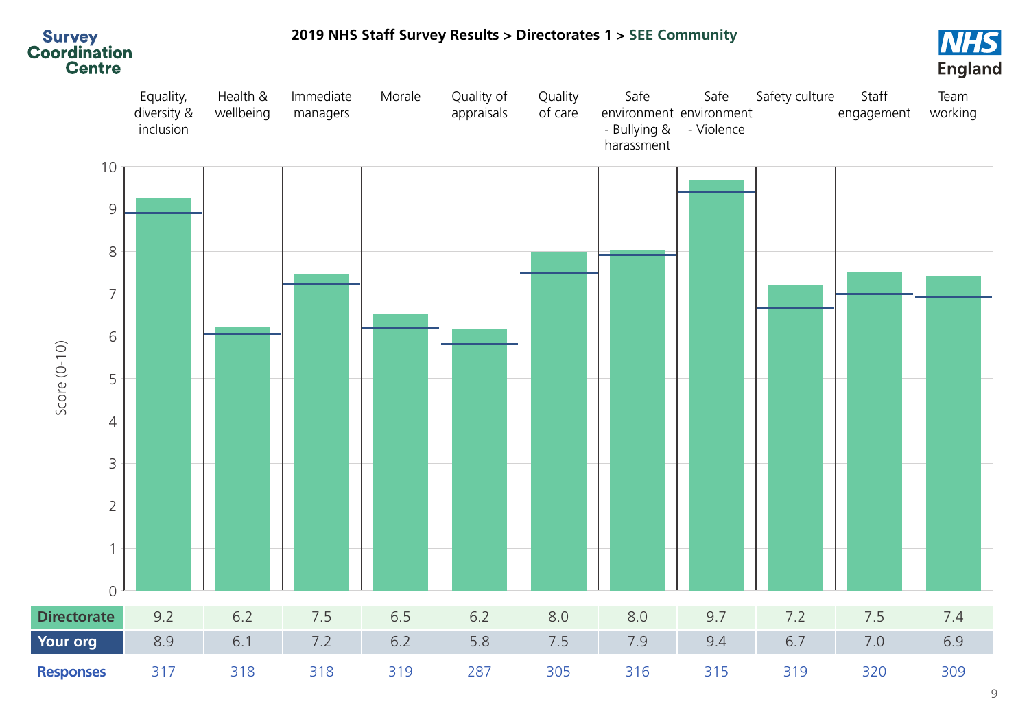## 2019 NHS Staff Survey Results > Directorates 1 > SEE Community

| | Equality, diversity & inclusion | Health & wellbeing | Immediate managers | Morale | Quality of appraisals | Quality of care | Safe environment - Bullying & harassment | Safe environment - Violence | Safety culture | Staff engagement | Team working |
|---|---|---|---|---|---|---|---|---|---|---|---|
| **Directorate** | 9.2 | 6.2 | 7.5 | 6.5 | 6.2 | 8.0 | 8.0 | 9.7 | 7.2 | 7.5 | 7.4 |
| **Your org** | 8.9 | 6.1 | 7.2 | 6.2 | 5.8 | 7.5 | 7.9 | 9.4 | 6.7 | 7.0 | 6.9 |
| **Responses** | 317 | 318 | 318 | 319 | 287 | 305 | 316 | 315 | 319 | 320 | 309 |

Score (0-10)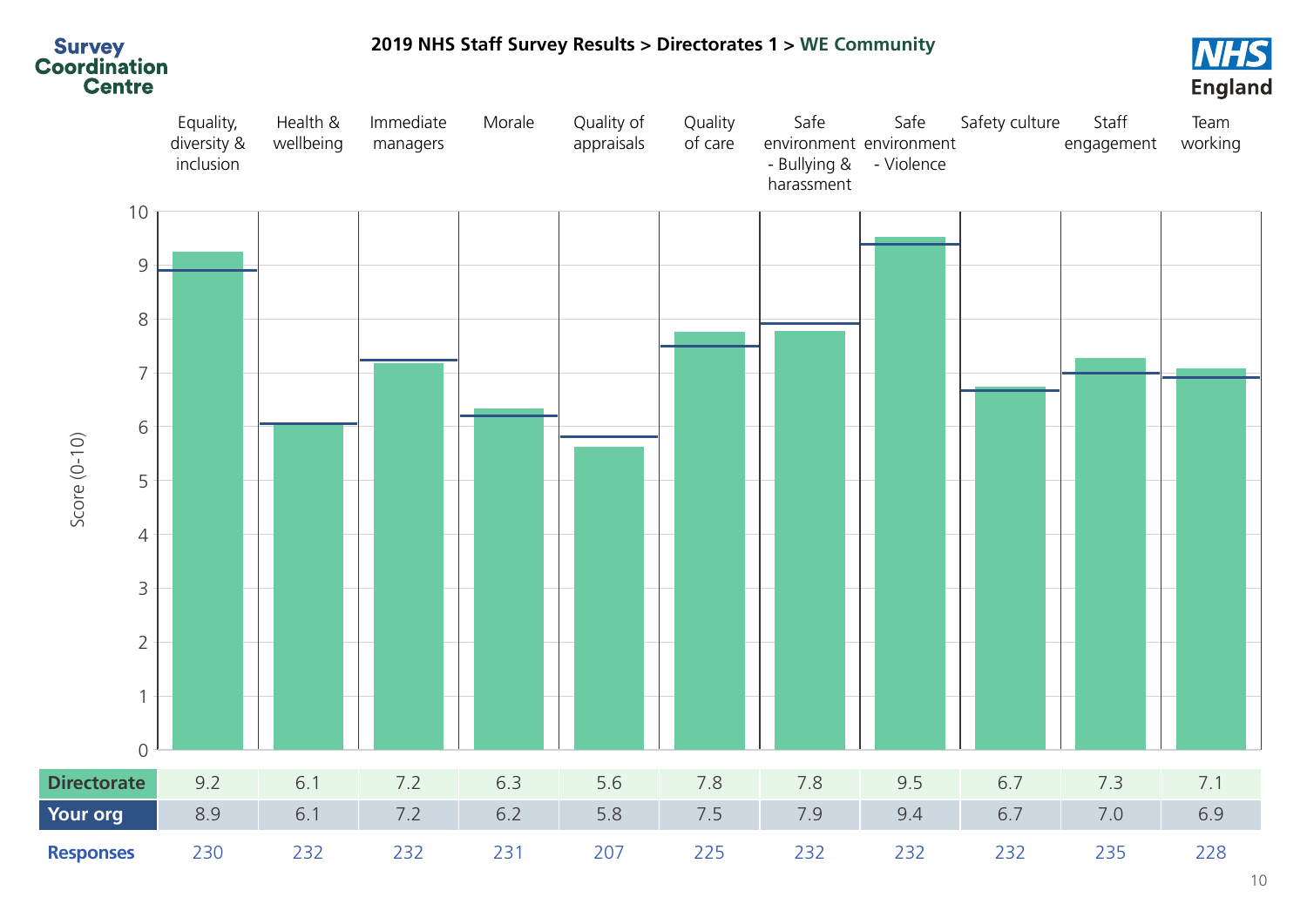**2019 NHS Staff Survey Results > Directorates 1 > WE Community**

Score (0-10)

| | Equality, diversity & inclusion | Health & wellbeing | Immediate managers | Morale | Quality of appraisals | Quality of care | Safe environment - Bullying & harassment | Safe environment - Violence | Safety culture | Staff engagement | Team working |
|---|---|---|---|---|---|---|---|---|---|---|---|
| **Directorate** | 9.2 | 6.1 | 7.2 | 6.3 | 5.6 | 7.8 | 7.8 | 9.5 | 6.7 | 7.3 | 7.1 |
| **Your org** | 8.9 | 6.1 | 7.2 | 6.2 | 5.8 | 7.5 | 7.9 | 9.4 | 6.7 | 7.0 | 6.9 |
| **Responses** | 230 | 232 | 232 | 231 | 207 | 225 | 232 | 232 | 232 | 235 | 228 |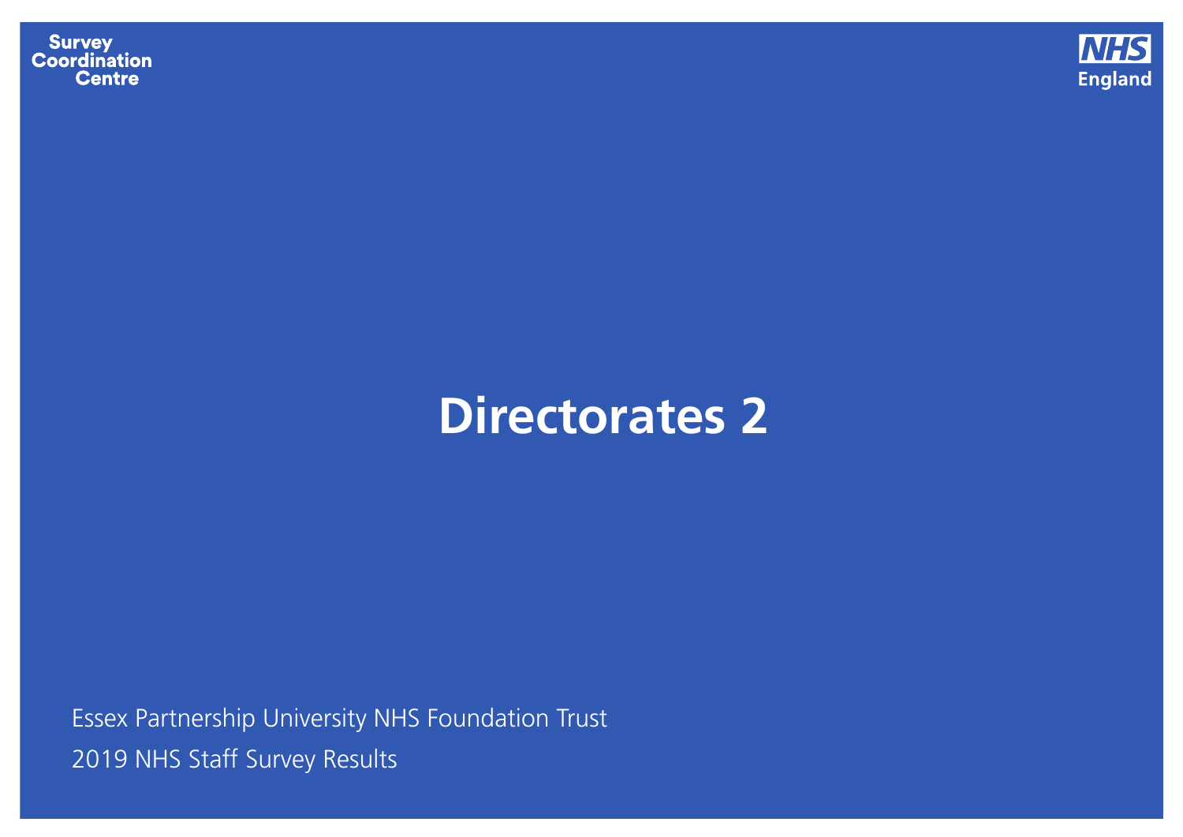# Directorates 2

Essex Partnership University NHS Foundation Trust

2019 NHS Staff Survey Results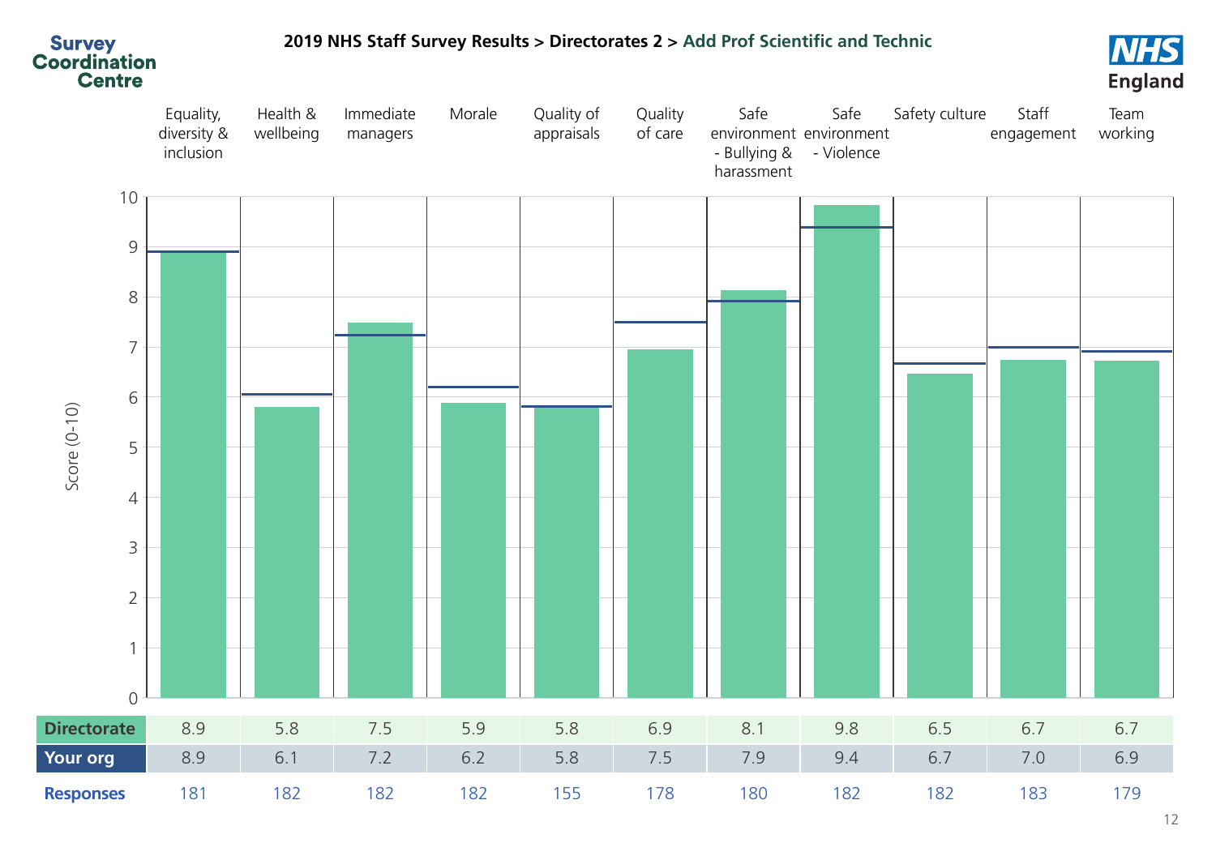# 2019 NHS Staff Survey Results > Directorates 2 > Add Prof Scientific and Technic

| | Equality, diversity & inclusion | Health & wellbeing | Immediate managers | Morale | Quality of appraisals | Quality of care | Safe environment - Bullying & harassment | Safe environment - Violence | Safety culture | Staff engagement | Team working |
|---|---|---|---|---|---|---|---|---|---|---|---|
| **Directorate** | 8.9 | 5.8 | 7.5 | 5.9 | 5.8 | 6.9 | 8.1 | 9.8 | 6.5 | 6.7 | 6.7 |
| **Your org** | 8.9 | 6.1 | 7.2 | 6.2 | 5.8 | 7.5 | 7.9 | 9.4 | 6.7 | 7.0 | 6.9 |
| **Responses** | 181 | 182 | 182 | 182 | 155 | 178 | 180 | 182 | 182 | 183 | 179 |

Score (0-10)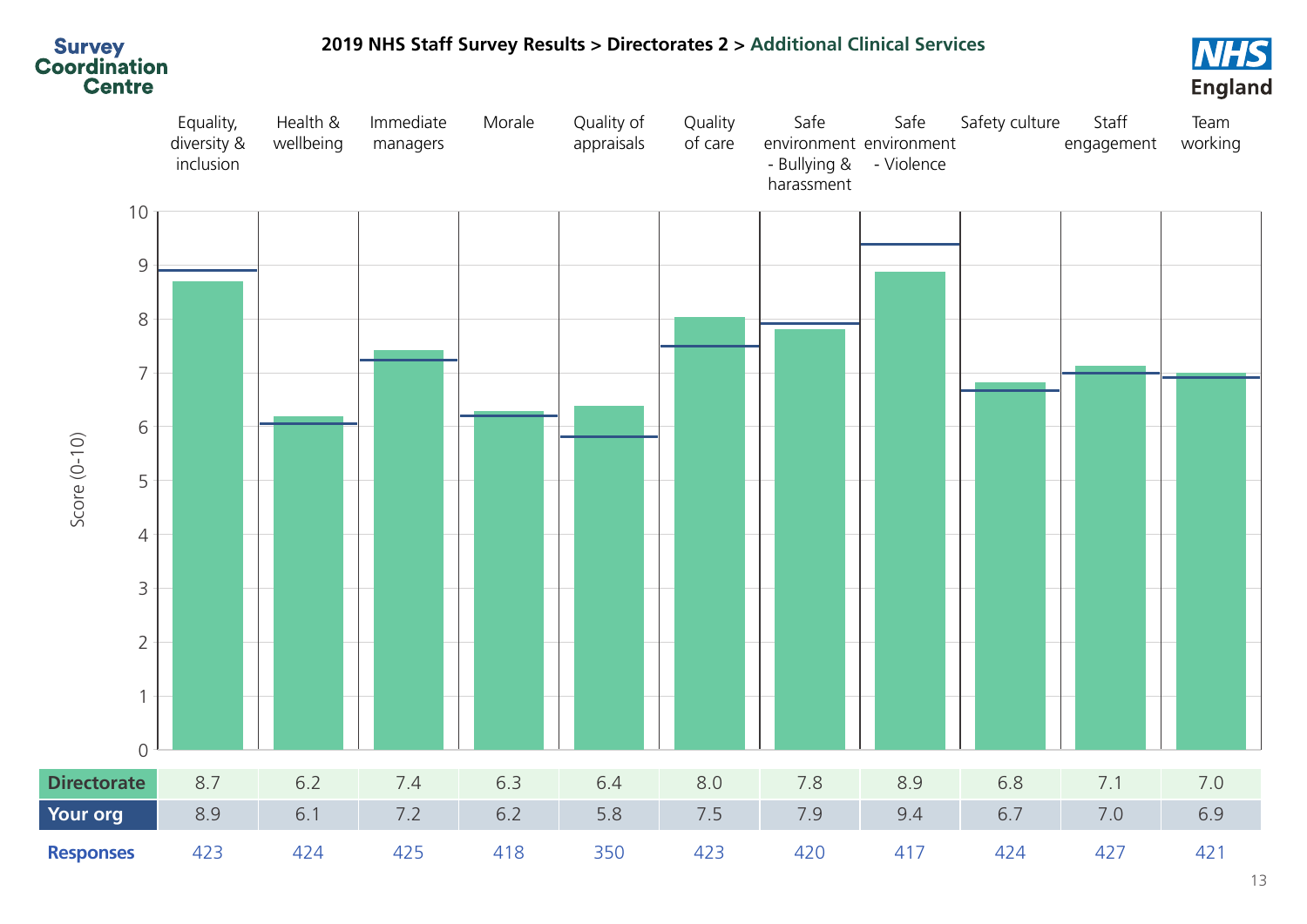# 2019 NHS Staff Survey Results > Directorates 2 > Additional Clinical Services

| | Equality, diversity & inclusion | Health & wellbeing | Immediate managers | Morale | Quality of appraisals | Quality of care | Safe environment - Bullying & harassment | Safe environment - Violence | Safety culture | Staff engagement | Team working |
|---|---|---|---|---|---|---|---|---|---|---|---|
| **Directorate** | 8.7 | 6.2 | 7.4 | 6.3 | 6.4 | 8.0 | 7.8 | 8.9 | 6.8 | 7.1 | 7.0 |
| **Your org** | 8.9 | 6.1 | 7.2 | 6.2 | 5.8 | 7.5 | 7.9 | 9.4 | 6.7 | 7.0 | 6.9 |
| **Responses** | 423 | 424 | 425 | 418 | 350 | 423 | 420 | 417 | 424 | 427 | 421 |

Score (0-10)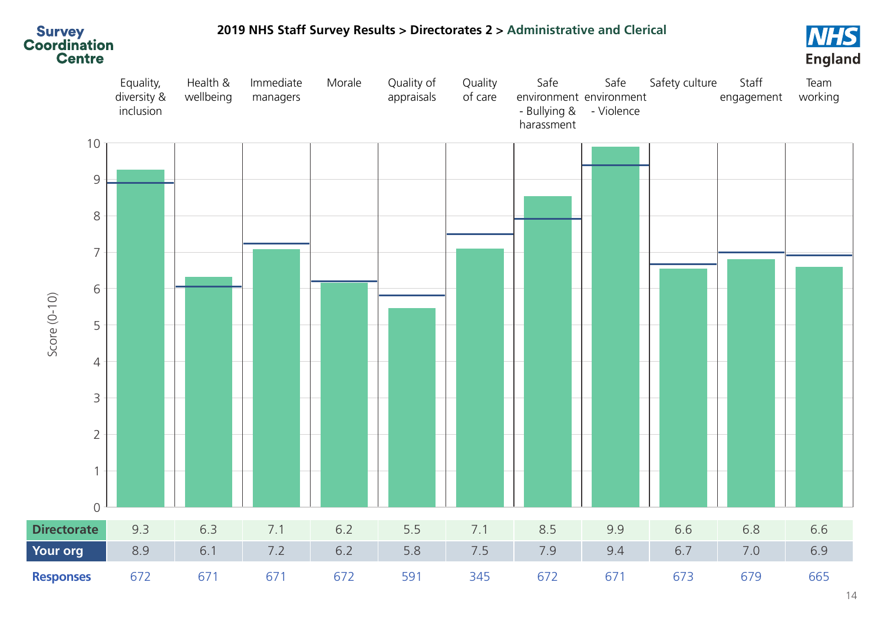## 2019 NHS Staff Survey Results > Directorates 2 > Administrative and Clerical

| | Equality, diversity & inclusion | Health & wellbeing | Immediate managers | Morale | Quality of appraisals | Quality of care | Safe environment - Bullying & harassment | Safe environment - Violence | Safety culture | Staff engagement | Team working |
|---|---|---|---|---|---|---|---|---|---|---|---|
| **Directorate** | 9.3 | 6.3 | 7.1 | 6.2 | 5.5 | 7.1 | 8.5 | 9.9 | 6.6 | 6.8 | 6.6 |
| **Your org** | 8.9 | 6.1 | 7.2 | 6.2 | 5.8 | 7.5 | 7.9 | 9.4 | 6.7 | 7.0 | 6.9 |
| **Responses** | 672 | 671 | 671 | 672 | 591 | 345 | 672 | 671 | 673 | 679 | 665 |

Score (0-10)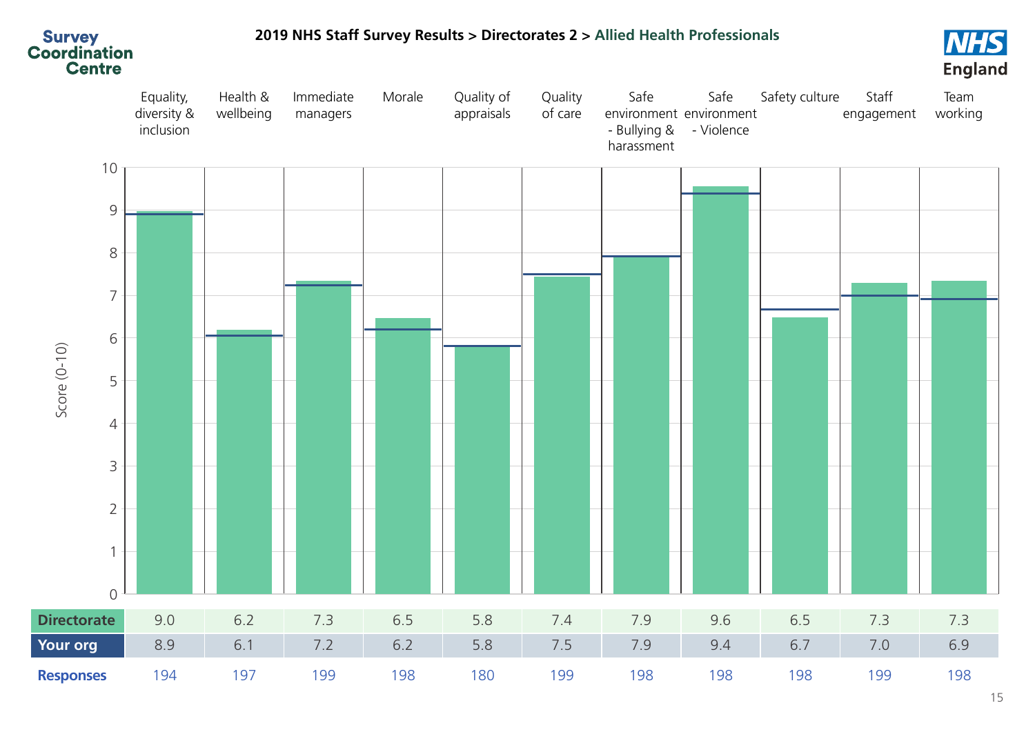**Survey Coordination Centre**

**2019 NHS Staff Survey Results > Directorates 2 > Allied Health Professionals**

**NHS England**

Score (0-10)

| | Equality, diversity & inclusion | Health & wellbeing | Immediate managers | Morale | Quality of appraisals | Quality of care | Safe environment - Bullying & harassment | Safe environment - Violence | Safety culture | Staff engagement | Team working |
|---|---|---|---|---|---|---|---|---|---|---|---|
| **Directorate** | 9.0 | 6.2 | 7.3 | 6.5 | 5.8 | 7.4 | 7.9 | 9.6 | 6.5 | 7.3 | 7.3 |
| **Your org** | 8.9 | 6.1 | 7.2 | 6.2 | 5.8 | 7.5 | 7.9 | 9.4 | 6.7 | 7.0 | 6.9 |
| **Responses** | 194 | 197 | 199 | 198 | 180 | 199 | 198 | 198 | 198 | 199 | 198 |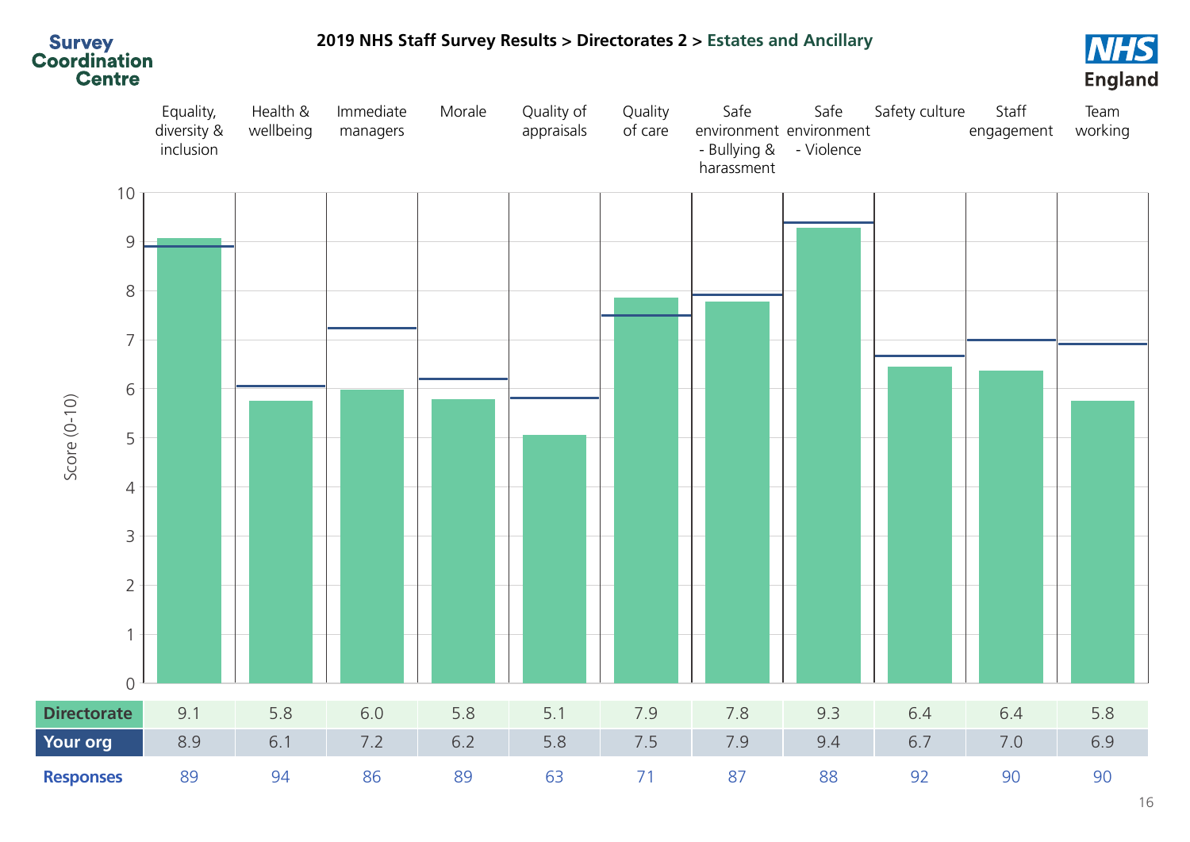**2019 NHS Staff Survey Results > Directorates 2 > Estates and Ancillary**

| | Equality, diversity & inclusion | Health & wellbeing | Immediate managers | Morale | Quality of appraisals | Quality of care | Safe environment - Bullying & harassment | Safe environment - Violence | Safety culture | Staff engagement | Team working |
|---|---|---|---|---|---|---|---|---|---|---|---|
| **Directorate** | 9.1 | 5.8 | 6.0 | 5.8 | 5.1 | 7.9 | 7.8 | 9.3 | 6.4 | 6.4 | 5.8 |
| **Your org** | 8.9 | 6.1 | 7.2 | 6.2 | 5.8 | 7.5 | 7.9 | 9.4 | 6.7 | 7.0 | 6.9 |
| **Responses** | 89 | 94 | 86 | 89 | 63 | 71 | 87 | 88 | 92 | 90 | 90 |

Score (0-10)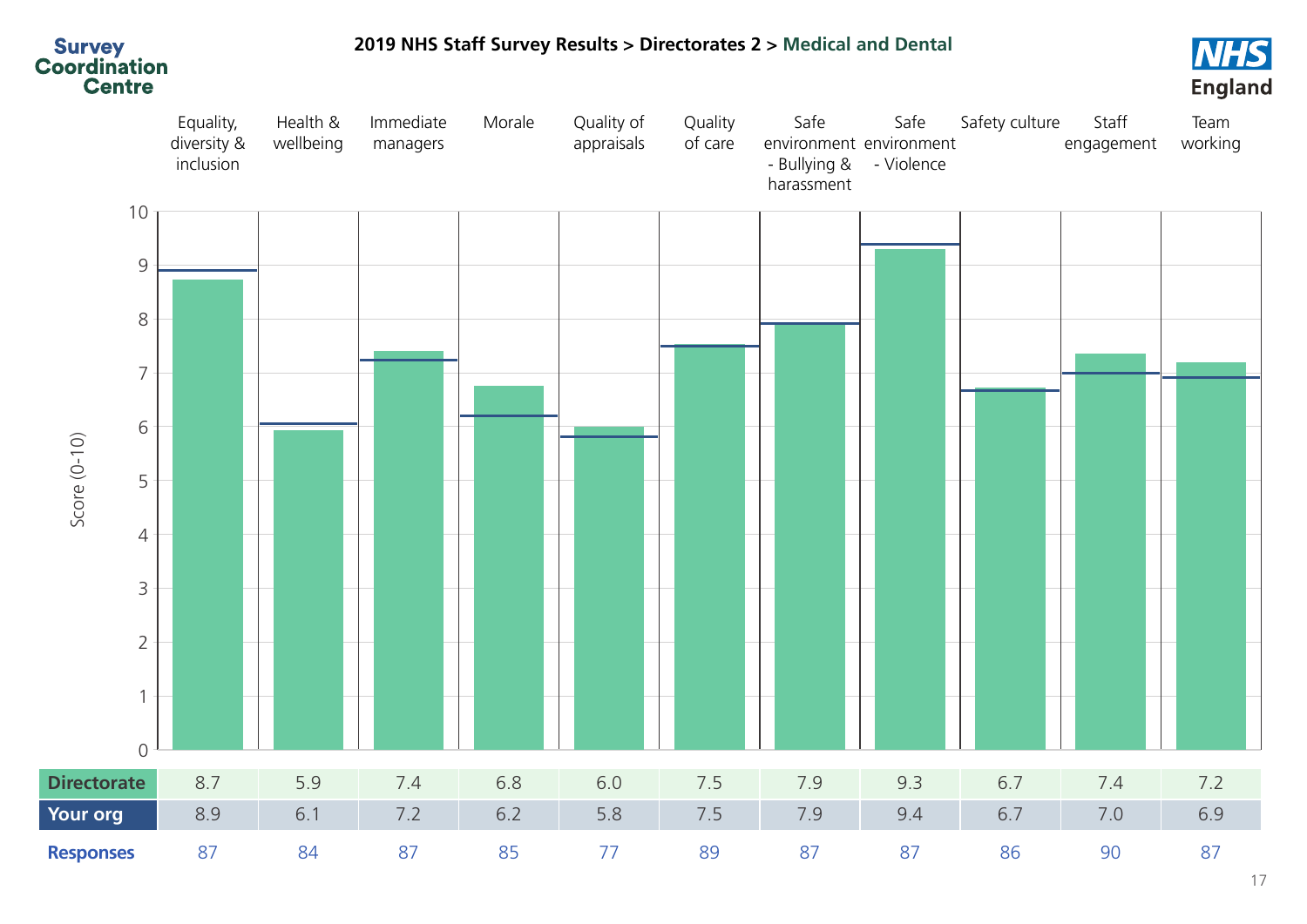Survey Coordination Centre

# 2019 NHS Staff Survey Results > Directorates 2 > Medical and Dental

NHS England

Score (0-10)

| | Equality, diversity & inclusion | Health & wellbeing | Immediate managers | Morale | Quality of appraisals | Quality of care | Safe environment - Bullying & harassment | Safe environment - Violence | Safety culture | Staff engagement | Team working |
|---|---|---|---|---|---|---|---|---|---|---|---|
| **Directorate** | 8.7 | 5.9 | 7.4 | 6.8 | 6.0 | 7.5 | 7.9 | 9.3 | 6.7 | 7.4 | 7.2 |
| **Your org** | 8.9 | 6.1 | 7.2 | 6.2 | 5.8 | 7.5 | 7.9 | 9.4 | 6.7 | 7.0 | 6.9 |
| **Responses** | 87 | 84 | 87 | 85 | 77 | 89 | 87 | 87 | 86 | 90 | 87 |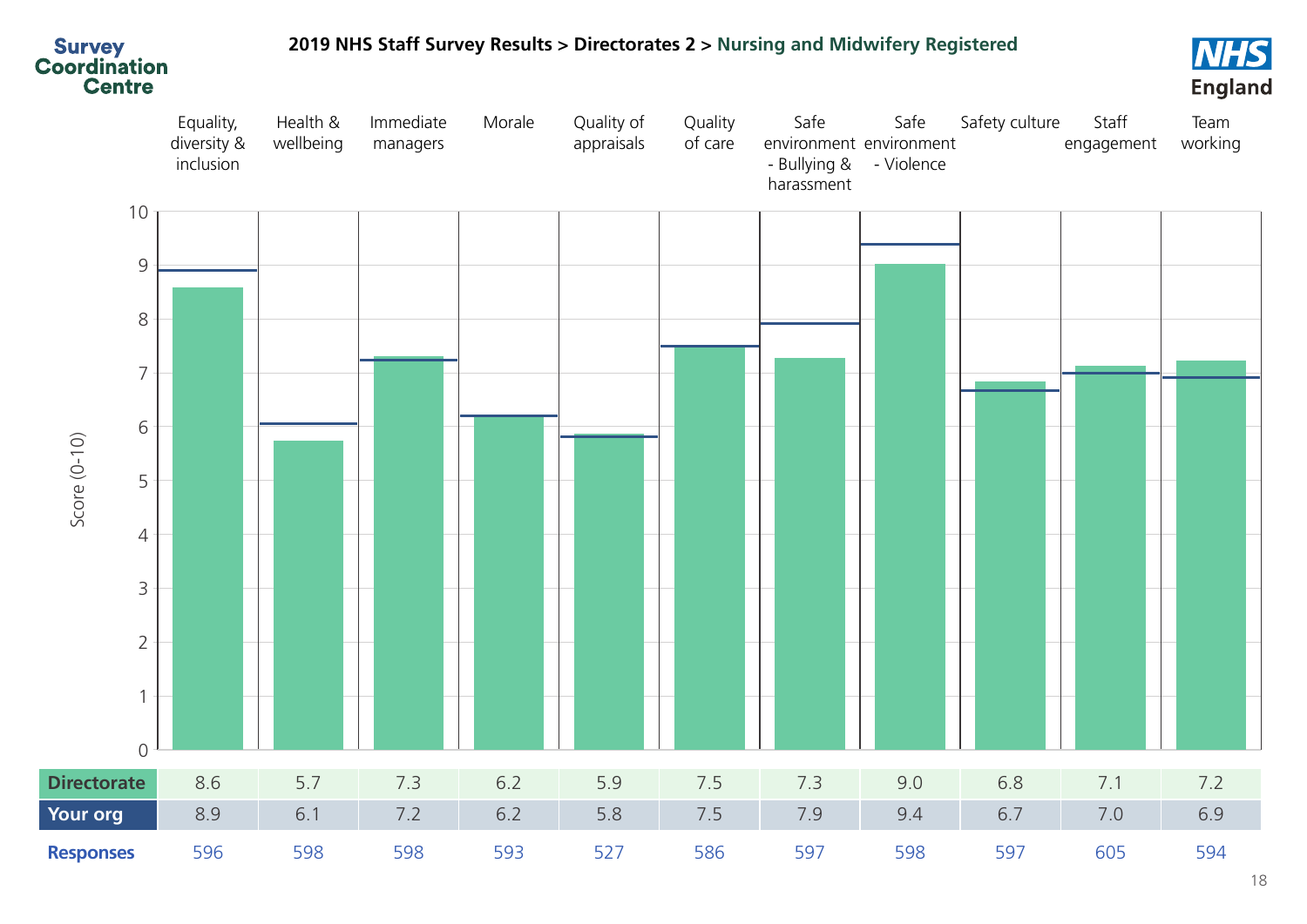Survey Coordination Centre

## 2019 NHS Staff Survey Results > Directorates 2 > Nursing and Midwifery Registered

NHS England

Score (0-10)

10
9
8
7
6
5
4
3
2
1
0

| | Equality, diversity & inclusion | Health & wellbeing | Immediate managers | Morale | Quality of appraisals | Quality of care | Safe environment - Bullying & harassment | Safe environment - Violence | Safety culture | Staff engagement | Team working |
|---|---|---|---|---|---|---|---|---|---|---|---|
| **Directorate** | 8.6 | 5.7 | 7.3 | 6.2 | 5.9 | 7.5 | 7.3 | 9.0 | 6.8 | 7.1 | 7.2 |
| **Your org** | 8.9 | 6.1 | 7.2 | 6.2 | 5.8 | 7.5 | 7.9 | 9.4 | 6.7 | 7.0 | 6.9 |
| **Responses** | 596 | 598 | 598 | 593 | 527 | 586 | 597 | 598 | 597 | 605 | 594 |